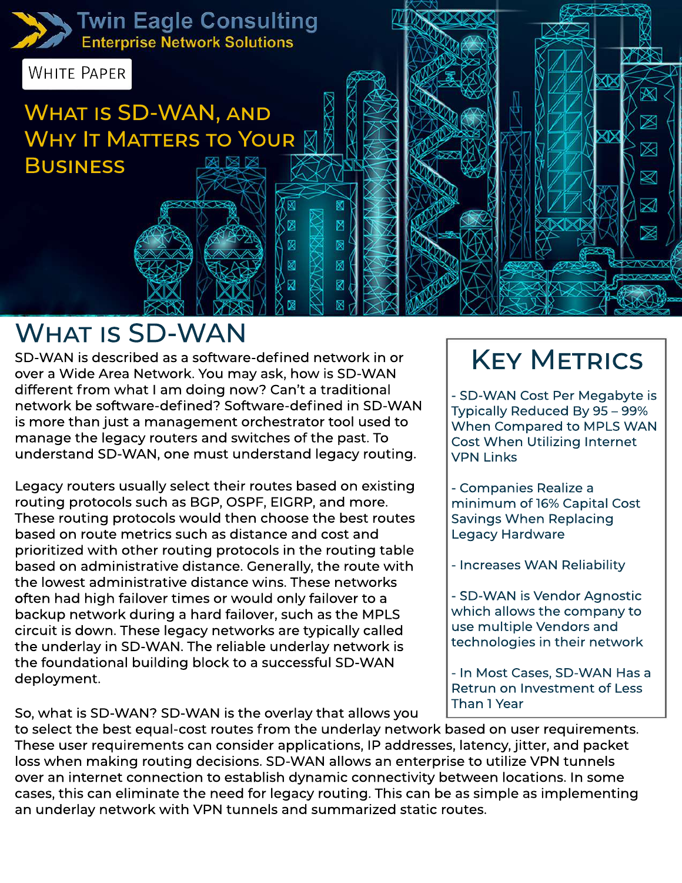Twin Eagle Consulting
Enterprise Network Solutions

White Paper

# What is SD-WAN, and Why It Matters to Your Business

## What is SD-WAN

SD-WAN is described as a software-defined network in or over a Wide Area Network. You may ask, how is SD-WAN different from what I am doing now? Can't a traditional network be software-defined? Software-defined in SD-WAN is more than just a management orchestrator tool used to manage the legacy routers and switches of the past. To understand SD-WAN, one must understand legacy routing.

Legacy routers usually select their routes based on existing routing protocols such as BGP, OSPF, EIGRP, and more. These routing protocols would then choose the best routes based on route metrics such as distance and cost and prioritized with other routing protocols in the routing table based on administrative distance. Generally, the route with the lowest administrative distance wins. These networks often had high failover times or would only failover to a backup network during a hard failover, such as the MPLS circuit is down. These legacy networks are typically called the underlay in SD-WAN. The reliable underlay network is the foundational building block to a successful SD-WAN deployment.

So, what is SD-WAN? SD-WAN is the overlay that allows you to select the best equal-cost routes from the underlay network based on user requirements. These user requirements can consider applications, IP addresses, latency, jitter, and packet loss when making routing decisions. SD-WAN allows an enterprise to utilize VPN tunnels over an internet connection to establish dynamic connectivity between locations. In some cases, this can eliminate the need for legacy routing. This can be as simple as implementing an underlay network with VPN tunnels and summarized static routes.

## Key Metrics

- SD-WAN Cost Per Megabyte is Typically Reduced By 95 – 99% When Compared to MPLS WAN Cost When Utilizing Internet VPN Links

- Companies Realize a minimum of 16% Capital Cost Savings When Replacing Legacy Hardware

- Increases WAN Reliability

- SD-WAN is Vendor Agnostic which allows the company to use multiple Vendors and technologies in their network

- In Most Cases, SD-WAN Has a Retrun on Investment of Less Than 1 Year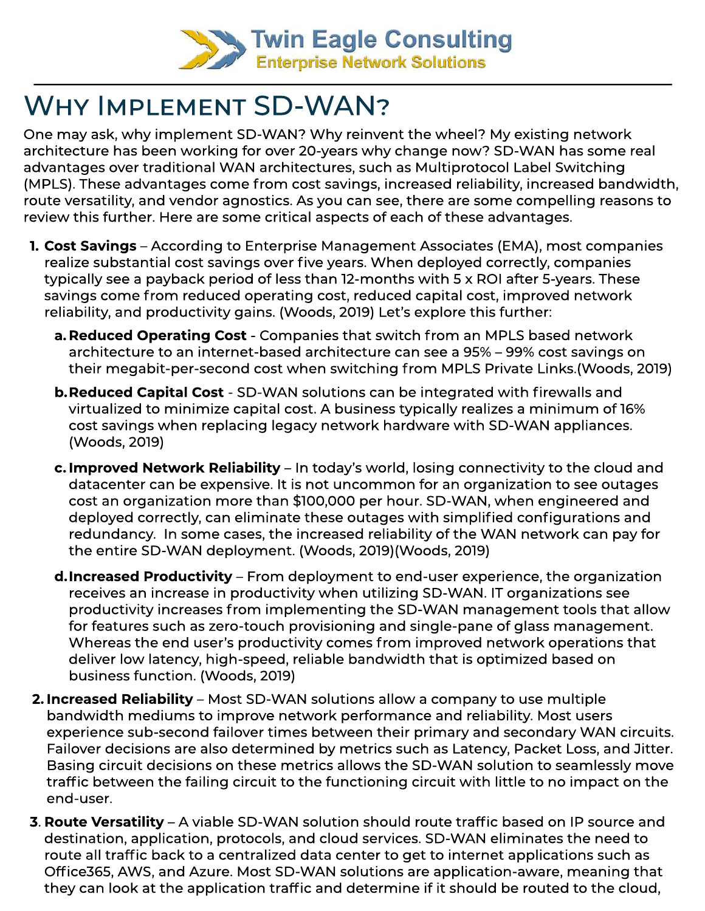# Why Implement SD-WAN?

One may ask, why implement SD-WAN? Why reinvent the wheel? My existing network architecture has been working for over 20-years why change now? SD-WAN has some real advantages over traditional WAN architectures, such as Multiprotocol Label Switching (MPLS). These advantages come from cost savings, increased reliability, increased bandwidth, route versatility, and vendor agnostics. As you can see, there are some compelling reasons to review this further. Here are some critical aspects of each of these advantages.

1. **Cost Savings** – According to Enterprise Management Associates (EMA), most companies realize substantial cost savings over five years. When deployed correctly, companies typically see a payback period of less than 12-months with 5 x ROI after 5-years. These savings come from reduced operating cost, reduced capital cost, improved network reliability, and productivity gains. (Woods, 2019) Let's explore this further:
   a. **Reduced Operating Cost** - Companies that switch from an MPLS based network architecture to an internet-based architecture can see a 95% – 99% cost savings on their megabit-per-second cost when switching from MPLS Private Links.(Woods, 2019)
   b. **Reduced Capital Cost** - SD-WAN solutions can be integrated with firewalls and virtualized to minimize capital cost. A business typically realizes a minimum of 16% cost savings when replacing legacy network hardware with SD-WAN appliances. (Woods, 2019)
   c. **Improved Network Reliability** – In today's world, losing connectivity to the cloud and datacenter can be expensive. It is not uncommon for an organization to see outages cost an organization more than $100,000 per hour. SD-WAN, when engineered and deployed correctly, can eliminate these outages with simplified configurations and redundancy. In some cases, the increased reliability of the WAN network can pay for the entire SD-WAN deployment. (Woods, 2019)(Woods, 2019)
   d. **Increased Productivity** – From deployment to end-user experience, the organization receives an increase in productivity when utilizing SD-WAN. IT organizations see productivity increases from implementing the SD-WAN management tools that allow for features such as zero-touch provisioning and single-pane of glass management. Whereas the end user's productivity comes from improved network operations that deliver low latency, high-speed, reliable bandwidth that is optimized based on business function. (Woods, 2019)
2. **Increased Reliability** – Most SD-WAN solutions allow a company to use multiple bandwidth mediums to improve network performance and reliability. Most users experience sub-second failover times between their primary and secondary WAN circuits. Failover decisions are also determined by metrics such as Latency, Packet Loss, and Jitter. Basing circuit decisions on these metrics allows the SD-WAN solution to seamlessly move traffic between the failing circuit to the functioning circuit with little to no impact on the end-user.
3. **Route Versatility** – A viable SD-WAN solution should route traffic based on IP source and destination, application, protocols, and cloud services. SD-WAN eliminates the need to route all traffic back to a centralized data center to get to internet applications such as Office365, AWS, and Azure. Most SD-WAN solutions are application-aware, meaning that they can look at the application traffic and determine if it should be routed to the cloud,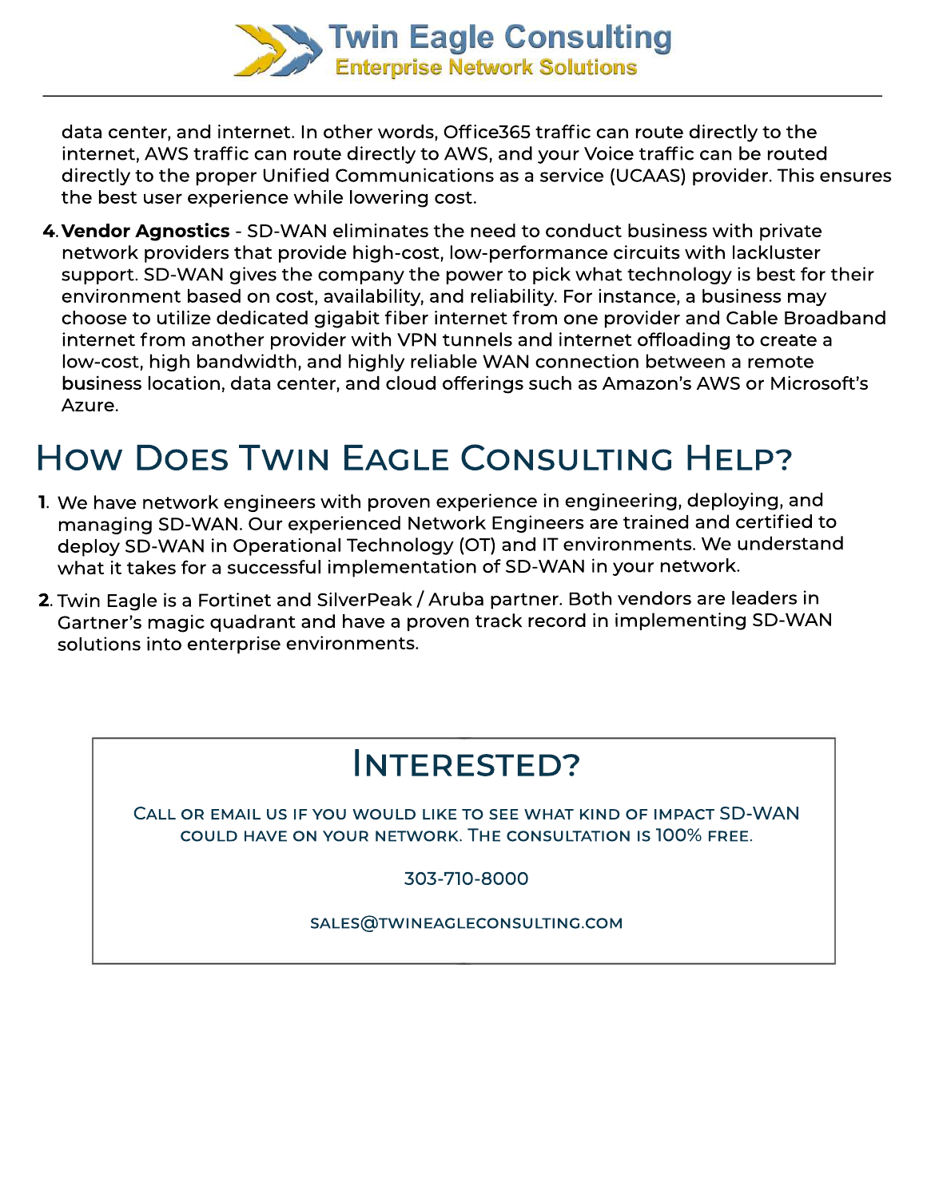data center, and internet. In other words, Office365 traffic can route directly to the internet, AWS traffic can route directly to AWS, and your Voice traffic can be routed directly to the proper Unified Communications as a service (UCAAS) provider. This ensures the best user experience while lowering cost.

4. **Vendor Agnostics** - SD-WAN eliminates the need to conduct business with private network providers that provide high-cost, low-performance circuits with lackluster support. SD-WAN gives the company the power to pick what technology is best for their environment based on cost, availability, and reliability. For instance, a business may choose to utilize dedicated gigabit fiber internet from one provider and Cable Broadband internet from another provider with VPN tunnels and internet offloading to create a low-cost, high bandwidth, and highly reliable WAN connection between a remote business location, data center, and cloud offerings such as Amazon's AWS or Microsoft's Azure.

## How Does Twin Eagle Consulting Help?

1. We have network engineers with proven experience in engineering, deploying, and managing SD-WAN. Our experienced Network Engineers are trained and certified to deploy SD-WAN in Operational Technology (OT) and IT environments. We understand what it takes for a successful implementation of SD-WAN in your network.
2. Twin Eagle is a Fortinet and SilverPeak / Aruba partner. Both vendors are leaders in Gartner's magic quadrant and have a proven track record in implementing SD-WAN solutions into enterprise environments.

## Interested?

Call or email us if you would like to see what kind of impact SD-WAN could have on your network. The consultation is 100% free.

303-710-8000

SALES@TWINEAGLECONSULTING.COM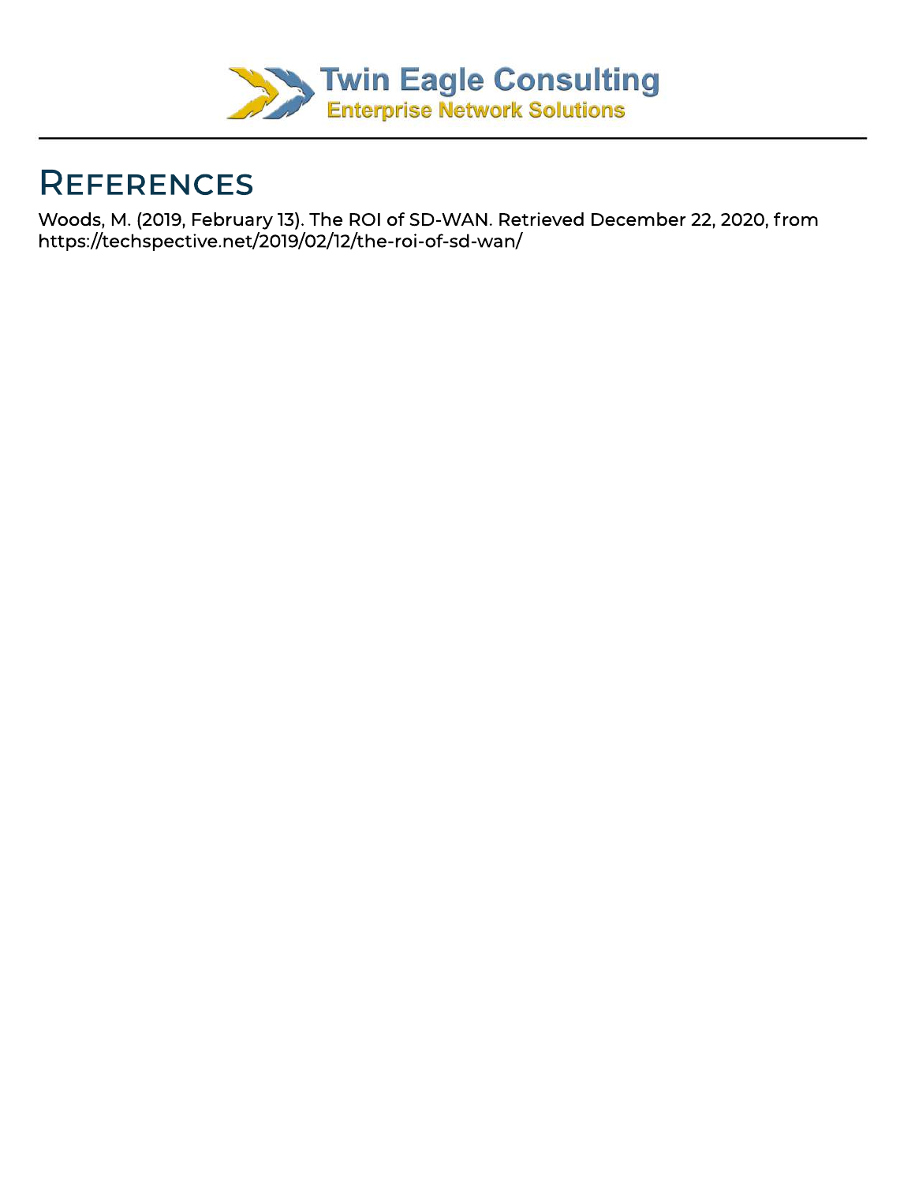# References

Woods, M. (2019, February 13). The ROI of SD-WAN. Retrieved December 22, 2020, from https://techspective.net/2019/02/12/the-roi-of-sd-wan/